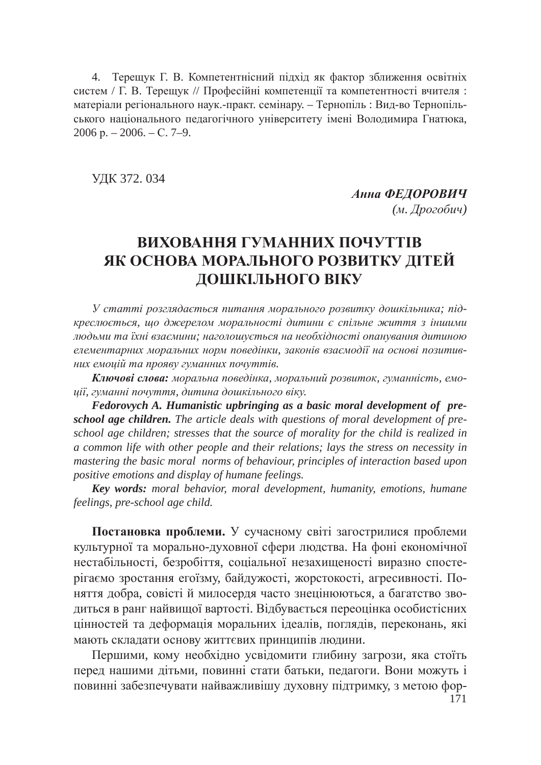4. Терещук Г. В. Компетентнісний підхід як фактор зближення освітніх систем / Г. В. Терещук // Професійні компетенції та компетентності вчителя : матеріали регіонального наук.-практ. семінару. – Тернопіль : Вид-во Тернопільського національного педагогічного університету імені Володимира Гнатюка, 2006 р. – 2006. – С. 7–9.

УДК 372. 034

***Анна ФЕДОРОВИЧ***
*(м. Дрогобич)*

# ВИХОВАННЯ ГУМАННИХ ПОЧУТТІВ ЯК ОСНОВА МОРАЛЬНОГО РОЗВИТКУ ДІТЕЙ ДОШКІЛЬНОГО ВІКУ

*У статті розглядається питання морального розвитку дошкільника; підкреслюється, що джерелом моральності дитини є спільне життя з іншими людьми та їхні взаємини; наголошується на необхідності опанування дитиною елементарних моральних норм поведінки, законів взаємодії на основі позитивних емоцій та прояву гуманних почуттів.*

***Ключові слова:*** *моральна поведінка, моральний розвиток, гуманність, емоції, гуманні почуття, дитина дошкільного віку.*

***Fedorovych A. Humanistic upbringing as a basic moral development of pre-school age children.*** *The article deals with questions of moral development of pre-school age children; stresses that the source of morality for the child is realized in a common life with other people and their relations; lays the stress on necessity in mastering the basic moral norms of behaviour, principles of interaction based upon positive emotions and display of humane feelings.*

***Key words:*** *moral behavior, moral development, humanity, emotions, humane feelings, pre-school age child.*

**Постановка проблеми.** У сучасному світі загострилися проблеми культурної та морально-духовної сфери людства. На фоні економічної нестабільності, безробіття, соціальної незахищеності виразно спостерігаємо зростання егоїзму, байдужості, жорстокості, агресивності. Поняття добра, совісті й милосердя часто знецінюються, а багатство зводиться в ранг найвищої вартості. Відбувається переоцінка особистісних цінностей та деформація моральних ідеалів, поглядів, переконань, які мають складати основу життєвих принципів людини.

Першими, кому необхідно усвідомити глибину загрози, яка стоїть перед нашими дітьми, повинні стати батьки, педагоги. Вони можуть і повинні забезпечувати найважливішу духовну підтримку, з метою фор-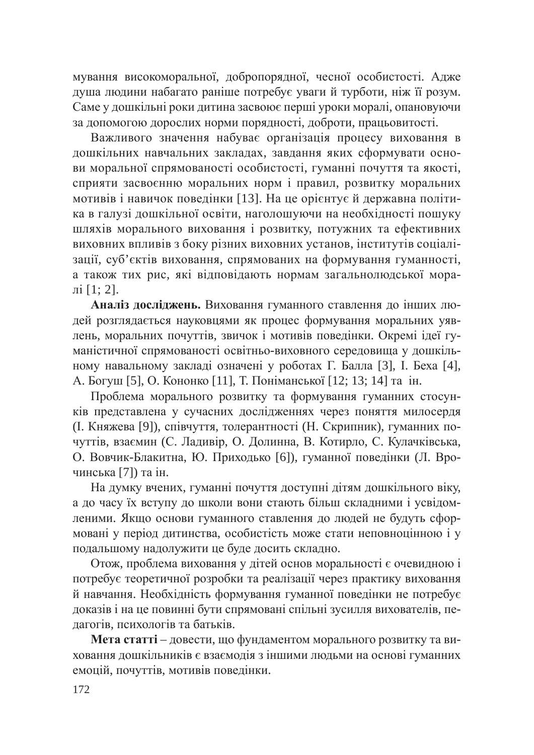мування високоморальної, добропорядної, чесної особистості. Адже душа людини набагато раніше потребує уваги й турботи, ніж її розум. Саме у дошкільні роки дитина засвоює перші уроки моралі, опановуючи за допомогою дорослих норми порядності, доброти, працьовитості.

Важливого значення набуває організація процесу виховання в дошкільних навчальних закладах, завдання яких сформувати основи моральної спрямованості особистості, гуманні почуття та якості, сприяти засвоєнню моральних норм і правил, розвитку моральних мотивів і навичок поведінки [13]. На це орієнтує й державна політика в галузі дошкільної освіти, наголошуючи на необхідності пошуку шляхів морального виховання і розвитку, потужних та ефективних виховних впливів з боку різних виховних установ, інститутів соціалізації, суб'єктів виховання, спрямованих на формування гуманності, а також тих рис, які відповідають нормам загальнолюдської моралі [1; 2].

**Аналіз досліджень.** Виховання гуманного ставлення до інших людей розглядається науковцями як процес формування моральних уявлень, моральних почуттів, звичок і мотивів поведінки. Окремі ідеї гуманістичної спрямованості освітньо-виховного середовища у дошкільному навальному закладі означені у роботах Г. Балла [3], І. Беха [4], А. Богуш [5], О. Кононко [11], Т. Поніманської [12; 13; 14] та ін.

Проблема морального розвитку та формування гуманних стосунків представлена у сучасних дослідженнях через поняття милосердя (І. Княжева [9]), співчуття, толерантності (Н. Скрипник), гуманних почуттів, взаємин (С. Ладивір, О. Долинна, В. Котирло, С. Кулачківська, О. Вовчик-Блакитна, Ю. Приходько [6]), гуманної поведінки (Л. Врочинська [7]) та ін.

На думку вчених, гуманні почуття доступні дітям дошкільного віку, а до часу їх вступу до школи вони стають більш складними і усвідомленими. Якщо основи гуманного ставлення до людей не будуть сформовані у період дитинства, особистість може стати неповноцінною і у подальшому надолужити це буде досить складно.

Отож, проблема виховання у дітей основ моральності є очевидною і потребує теоретичної розробки та реалізації через практику виховання й навчання. Необхідність формування гуманної поведінки не потребує доказів і на це повинні бути спрямовані спільні зусилля вихователів, педагогів, психологів та батьків.

**Мета статті** – довести, що фундаментом морального розвитку та виховання дошкільників є взаємодія з іншими людьми на основі гуманних емоцій, почуттів, мотивів поведінки.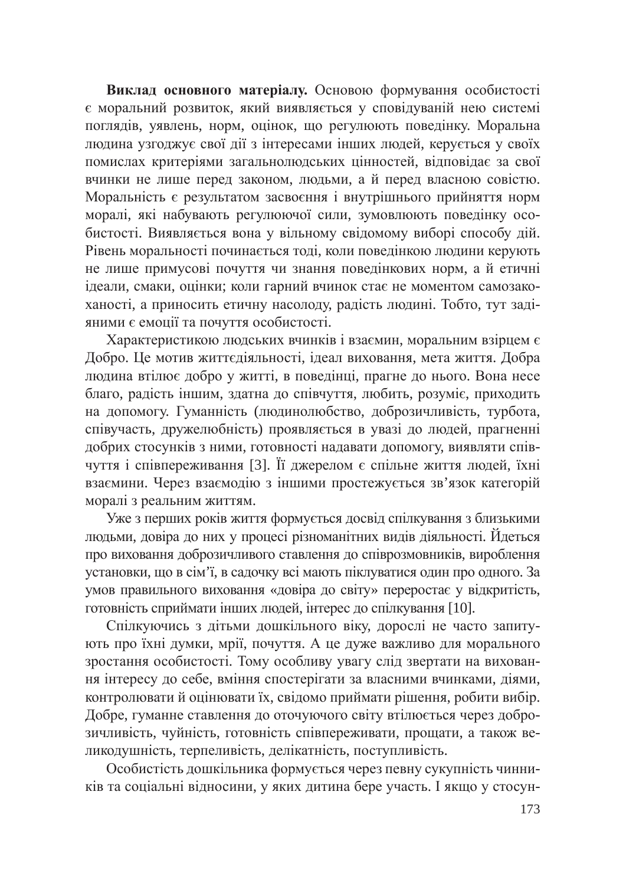**Виклад основного матеріалу.** Основою формування особистості є моральний розвиток, який виявляється у сповідуваній нею системі поглядів, уявлень, норм, оцінок, що регулюють поведінку. Моральна людина узгоджує свої дії з інтересами інших людей, керується у своїх помислах критеріями загальнолюдських цінностей, відповідає за свої вчинки не лише перед законом, людьми, а й перед власною совістю. Моральність є результатом засвоєння і внутрішнього прийняття норм моралі, які набувають регулюючої сили, зумовлюють поведінку особистості. Виявляється вона у вільному свідомому виборі способу дій. Рівень моральності починається тоді, коли поведінкою людини керують не лише примусові почуття чи знання поведінкових норм, а й етичні ідеали, смаки, оцінки; коли гарний вчинок стає не моментом самозакоханості, а приносить етичну насолоду, радість людині. Тобто, тут задіяними є емоції та почуття особистості.

Характеристикою людських вчинків і взаємин, моральним взірцем є Добро. Це мотив життєдіяльності, ідеал виховання, мета життя. Добра людина втілює добро у житті, в поведінці, прагне до нього. Вона несе благо, радість іншим, здатна до співчуття, любить, розуміє, приходить на допомогу. Гуманність (людинолюбство, доброзичливість, турбота, співучасть, дружелюбність) проявляється в увазі до людей, прагненні добрих стосунків з ними, готовності надавати допомогу, виявляти співчуття і співпереживання [3]. Її джерелом є спільне життя людей, їхні взаємини. Через взаємодію з іншими простежується зв'язок категорій моралі з реальним життям.

Уже з перших років життя формується досвід спілкування з близькими людьми, довіра до них у процесі різноманітних видів діяльності. Йдеться про виховання доброзичливого ставлення до співрозмовників, вироблення установки, що в сім'ї, в садочку всі мають піклуватися один про одного. За умов правильного виховання «довіра до світу» переростає у відкритість, готовність сприймати інших людей, інтерес до спілкування [10].

Спілкуючись з дітьми дошкільного віку, дорослі не часто запитують про їхні думки, мрії, почуття. А це дуже важливо для морального зростання особистості. Тому особливу увагу слід звертати на виховання інтересу до себе, вміння спостерігати за власними вчинками, діями, контролювати й оцінювати їх, свідомо приймати рішення, робити вибір. Добре, гуманне ставлення до оточуючого світу втілюється через доброзичливість, чуйність, готовність співпереживати, прощати, а також великодушність, терпеливість, делікатність, поступливість.

Особистість дошкільника формується через певну сукупність чинників та соціальні відносини, у яких дитина бере участь. І якщо у стосун-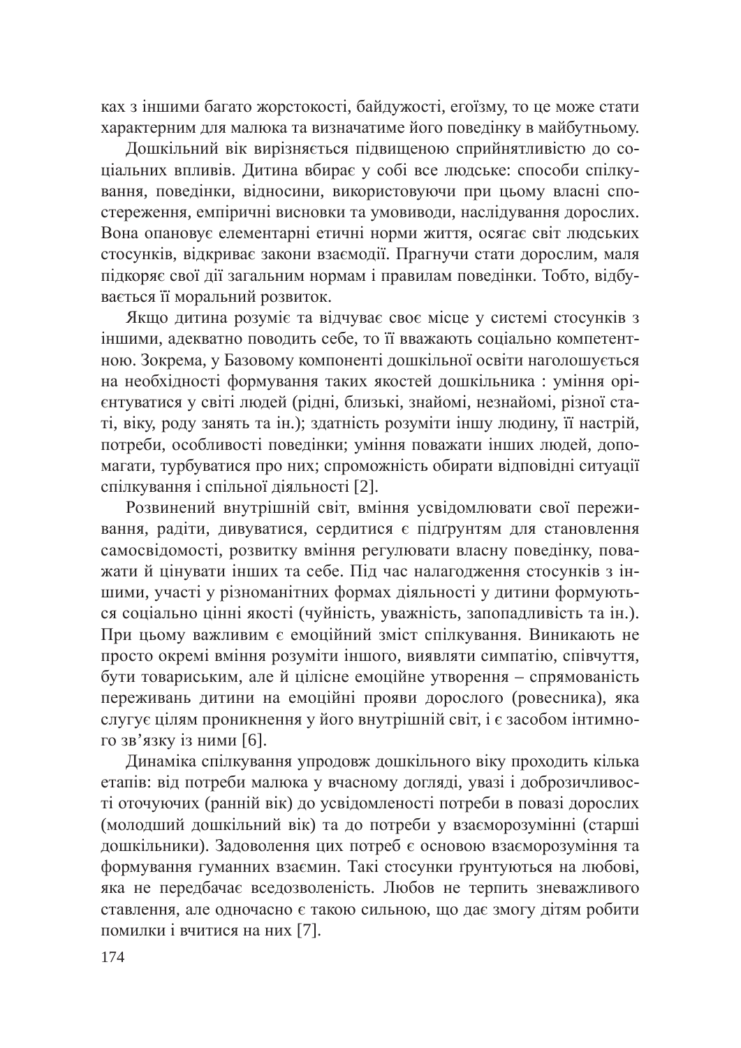ках з іншими багато жорстокості, байдужості, егоїзму, то це може стати характерним для малюка та визначатиме його поведінку в майбутньому.

Дошкільний вік вирізняється підвищеною сприйнятливістю до соціальних впливів. Дитина вбирає у собі все людське: способи спілкування, поведінки, відносини, використовуючи при цьому власні спостереження, емпіричні висновки та умовиводи, наслідування дорослих. Вона опановує елементарні етичні норми життя, осягає світ людських стосунків, відкриває закони взаємодії. Прагнучи стати дорослим, маля підкоряє свої дії загальним нормам і правилам поведінки. Тобто, відбувається її моральний розвиток.

Якщо дитина розуміє та відчуває своє місце у системі стосунків з іншими, адекватно поводить себе, то її вважають соціально компетентною. Зокрема, у Базовому компоненті дошкільної освіти наголошується на необхідності формування таких якостей дошкільника : уміння орієнтуватися у світі людей (рідні, близькі, знайомі, незнайомі, різної статі, віку, роду занять та ін.); здатність розуміти іншу людину, її настрій, потреби, особливості поведінки; уміння поважати інших людей, допомагати, турбуватися про них; спроможність обирати відповідні ситуації спілкування і спільної діяльності [2].

Розвинений внутрішній світ, вміння усвідомлювати свої переживання, радіти, дивуватися, сердитися є підґрунтям для становлення самосвідомості, розвитку вміння регулювати власну поведінку, поважати й цінувати інших та себе. Під час налагодження стосунків з іншими, участі у різноманітних формах діяльності у дитини формуються соціально цінні якості (чуйність, уважність, запопадливість та ін.). При цьому важливим є емоційний зміст спілкування. Виникають не просто окремі вміння розуміти іншого, виявляти симпатію, співчуття, бути товариським, але й цілісне емоційне утворення – спрямованість переживань дитини на емоційні прояви дорослого (ровесника), яка слугує цілям проникнення у його внутрішній світ, і є засобом інтимного зв'язку із ними [6].

Динаміка спілкування упродовж дошкільного віку проходить кілька етапів: від потреби малюка у вчасному догляді, увазі і доброзичливості оточуючих (ранній вік) до усвідомленості потреби в повазі дорослих (молодший дошкільний вік) та до потреби у взаєморозумінні (старші дошкільники). Задоволення цих потреб є основою взаєморозуміння та формування гуманних взаємин. Такі стосунки ґрунтуються на любові, яка не передбачає вседозволеність. Любов не терпить зневажливого ставлення, але одночасно є такою сильною, що дає змогу дітям робити помилки і вчитися на них [7].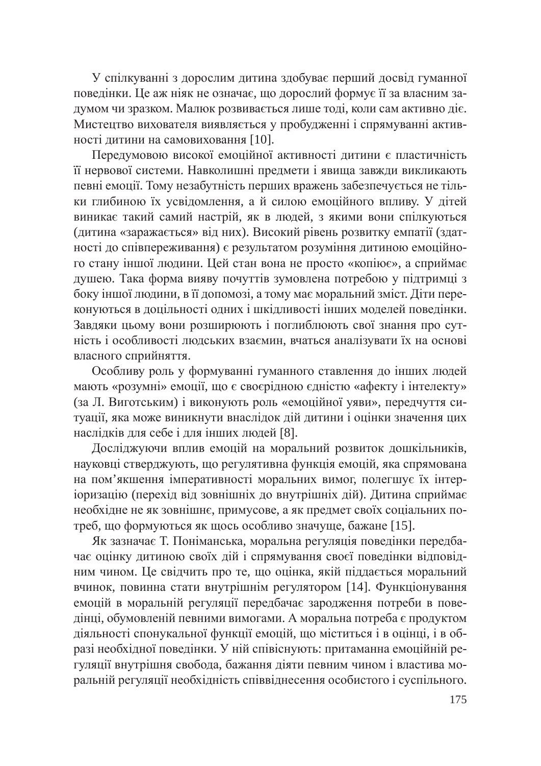У спілкуванні з дорослим дитина здобуває перший досвід гуманної поведінки. Це аж ніяк не означає, що дорослий формує її за власним задумом чи зразком. Малюк розвивається лише тоді, коли сам активно діє. Мистецтво вихователя виявляється у пробудженні і спрямуванні активності дитини на самовиховання [10].

Передумовою високої емоційної активності дитини є пластичність її нервової системи. Навколишні предмети і явища завжди викликають певні емоції. Тому незабутність перших вражень забезпечується не тільки глибиною їх усвідомлення, а й силою емоційного впливу. У дітей виникає такий самий настрій, як в людей, з якими вони спілкуються (дитина «заражається» від них). Високий рівень розвитку емпатії (здатності до співпереживання) є результатом розуміння дитиною емоційного стану іншої людини. Цей стан вона не просто «копіює», а сприймає душею. Така форма вияву почуттів зумовлена потребою у підтримці з боку іншої людини, в її допомозі, а тому має моральний зміст. Діти переконуються в доцільності одних і шкідливості інших моделей поведінки. Завдяки цьому вони розширюють і поглиблюють свої знання про сутність і особливості людських взаємин, вчаться аналізувати їх на основі власного сприйняття.

Особливу роль у формуванні гуманного ставлення до інших людей мають «розумні» емоції, що є своєрідною єдністю «афекту і інтелекту» (за Л. Виготським) і виконують роль «емоційної уяви», передчуття ситуації, яка може виникнути внаслідок дій дитини і оцінки значення цих наслідків для себе і для інших людей [8].

Досліджуючи вплив емоцій на моральний розвиток дошкільників, науковці стверджують, що регулятивна функція емоцій, яка спрямована на пом'якшення імперативності моральних вимог, полегшує їх інтеріоризацію (перехід від зовнішніх до внутрішніх дій). Дитина сприймає необхідне не як зовнішнє, примусове, а як предмет своїх соціальних потреб, що формуються як щось особливо значуще, бажане [15].

Як зазначає Т. Поніманська, моральна регуляція поведінки передбачає оцінку дитиною своїх дій і спрямування своєї поведінки відповідним чином. Це свідчить про те, що оцінка, якій піддається моральний вчинок, повинна стати внутрішнім регулятором [14]. Функціонування емоцій в моральній регуляції передбачає зародження потреби в поведінці, обумовленій певними вимогами. А моральна потреба є продуктом діяльності спонукальної функції емоцій, що міститься і в оцінці, і в образі необхідної поведінки. У ній співіснують: притаманна емоційній регуляції внутрішня свобода, бажання діяти певним чином і властива моральній регуляції необхідність співвіднесення особистого і суспільного.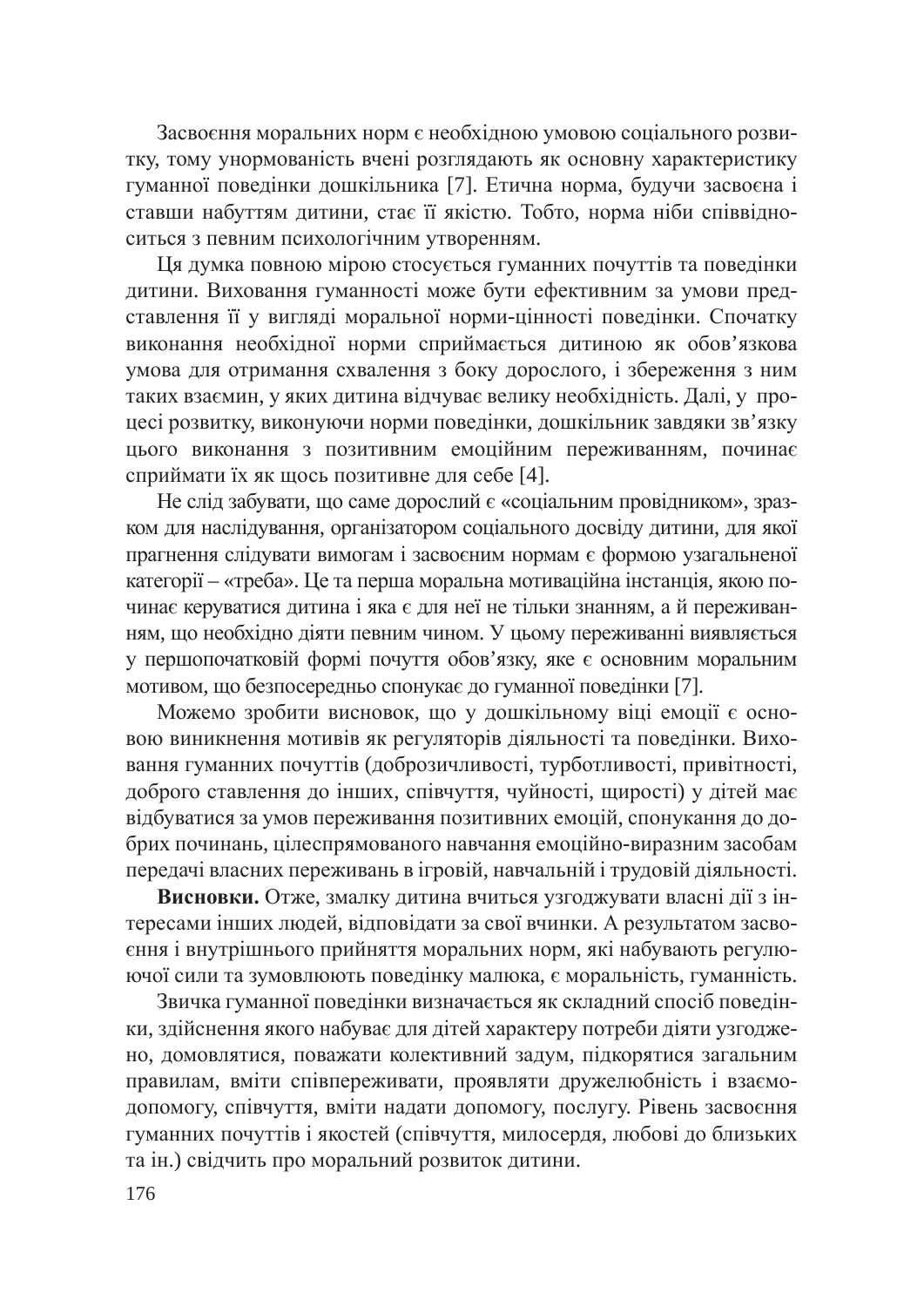Засвоєння моральних норм є необхідною умовою соціального розвитку, тому унормованість вчені розглядають як основну характеристику гуманної поведінки дошкільника [7]. Етична норма, будучи засвоєна і ставши набуттям дитини, стає її якістю. Тобто, норма ніби співвідноситься з певним психологічним утворенням.

Ця думка повною мірою стосується гуманних почуттів та поведінки дитини. Виховання гуманності може бути ефективним за умови представлення її у вигляді моральної норми-цінності поведінки. Спочатку виконання необхідної норми сприймається дитиною як обов'язкова умова для отримання схвалення з боку дорослого, і збереження з ним таких взаємин, у яких дитина відчуває велику необхідність. Далі, у процесі розвитку, виконуючи норми поведінки, дошкільник завдяки зв'язку цього виконання з позитивним емоційним переживанням, починає сприймати їх як щось позитивне для себе [4].

Не слід забувати, що саме дорослий є «соціальним провідником», зразком для наслідування, організатором соціального досвіду дитини, для якої прагнення слідувати вимогам і засвоєним нормам є формою узагальненої категорії – «треба». Це та перша моральна мотиваційна інстанція, якою починає керуватися дитина і яка є для неї не тільки знанням, а й переживанням, що необхідно діяти певним чином. У цьому переживанні виявляється у першопочатковій формі почуття обов'язку, яке є основним моральним мотивом, що безпосередньо спонукає до гуманної поведінки [7].

Можемо зробити висновок, що у дошкільному віці емоції є основою виникнення мотивів як регуляторів діяльності та поведінки. Виховання гуманних почуттів (доброзичливості, турботливості, привітності, доброго ставлення до інших, співчуття, чуйності, щирості) у дітей має відбуватися за умов переживання позитивних емоцій, спонукання до добрих починань, цілеспрямованого навчання емоційно-виразним засобам передачі власних переживань в ігровій, навчальній і трудовій діяльності.

**Висновки.** Отже, змалку дитина вчиться узгоджувати власні дії з інтересами інших людей, відповідати за свої вчинки. А результатом засвоєння і внутрішнього прийняття моральних норм, які набувають регулюючої сили та зумовлюють поведінку малюка, є моральність, гуманність.

Звичка гуманної поведінки визначається як складний спосіб поведінки, здійснення якого набуває для дітей характеру потреби діяти узгоджено, домовлятися, поважати колективний задум, підкорятися загальним правилам, вміти співпереживати, проявляти дружелюбність і взаємодопомогу, співчуття, вміти надати допомогу, послугу. Рівень засвоєння гуманних почуттів і якостей (співчуття, милосердя, любові до близьких та ін.) свідчить про моральний розвиток дитини.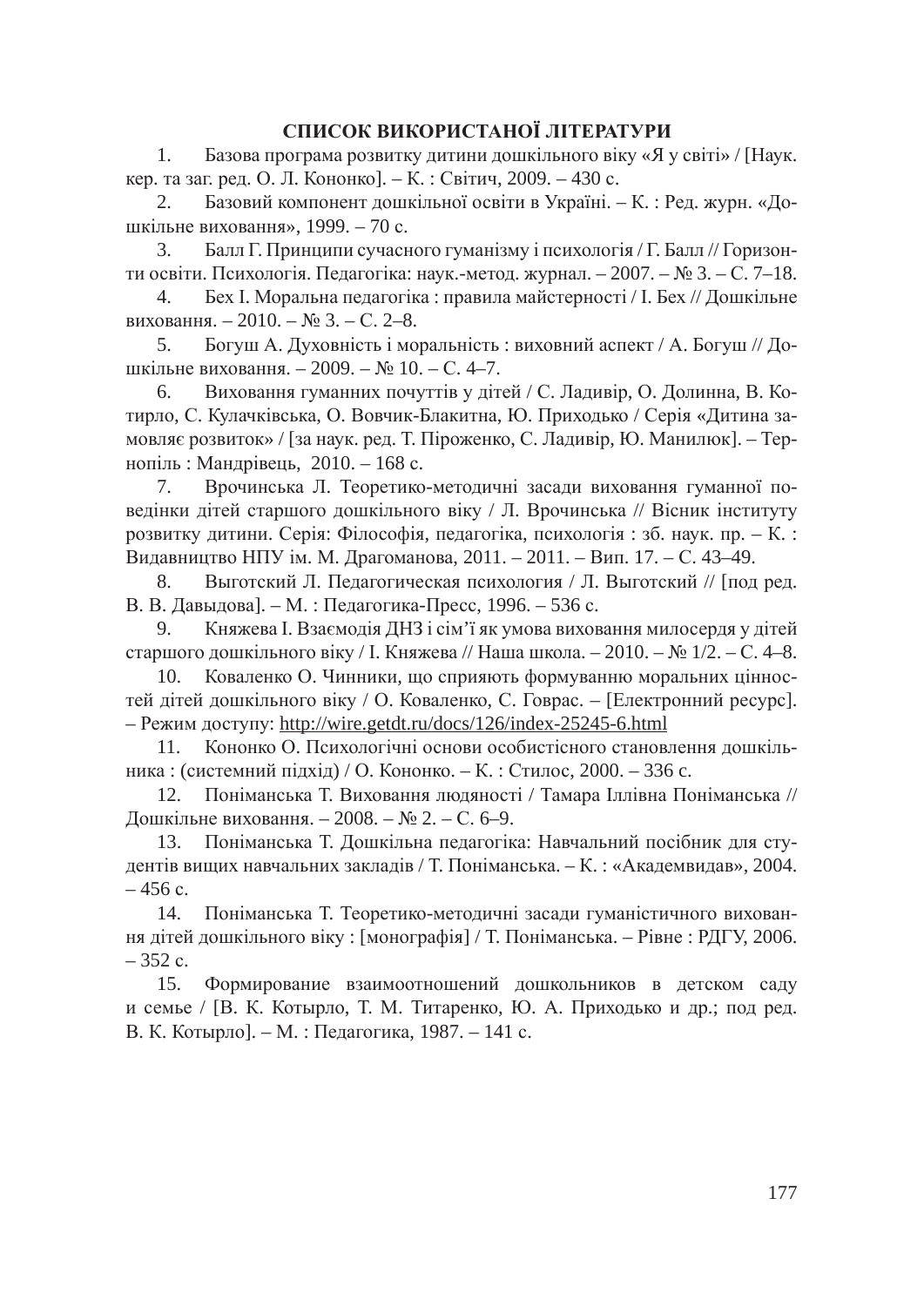## СПИСОК ВИКОРИСТАНОЇ ЛІТЕРАТУРИ

1. Базова програма розвитку дитини дошкільного віку «Я у світі» / [Наук. кер. та заг. ред. О. Л. Кононко]. – К. : Світич, 2009. – 430 с.
2. Базовий компонент дошкільної освіти в Україні. – К. : Ред. журн. «Дошкільне виховання», 1999. – 70 с.
3. Балл Г. Принципи сучасного гуманізму і психологія / Г. Балл // Горизонти освіти. Психологія. Педагогіка: наук.-метод. журнал. – 2007. – № 3. – С. 7–18.
4. Бех І. Моральна педагогіка : правила майстерності / І. Бех // Дошкільне виховання. – 2010. – № 3. – С. 2–8.
5. Богуш А. Духовність і моральність : виховний аспект / А. Богуш // Дошкільне виховання. – 2009. – № 10. – С. 4–7.
6. Виховання гуманних почуттів у дітей / С. Ладивір, О. Долинна, В. Котирло, С. Кулачківська, О. Вовчик-Блакитна, Ю. Приходько / Серія «Дитина замовляє розвиток» / [за наук. ред. Т. Піроженко, С. Ладивір, Ю. Манилюк]. – Тернопіль : Мандрівець, 2010. – 168 с.
7. Врочинська Л. Теоретико-методичні засади виховання гуманної поведінки дітей старшого дошкільного віку / Л. Врочинська // Вісник інституту розвитку дитини. Серія: Філософія, педагогіка, психологія : зб. наук. пр. – К. : Видавництво НПУ ім. М. Драгоманова, 2011. – 2011. – Вип. 17. – С. 43–49.
8. Выготский Л. Педагогическая психология / Л. Выготский // [под ред. В. В. Давыдова]. – М. : Педагогика-Пресс, 1996. – 536 с.
9. Княжева І. Взаємодія ДНЗ і сім'ї як умова виховання милосердя у дітей старшого дошкільного віку / І. Княжева // Наша школа. – 2010. – № 1/2. – С. 4–8.
10. Коваленко О. Чинники, що сприяють формуванню моральних цінностей дітей дошкільного віку / О. Коваленко, С. Говрас. – [Електронний ресурс]. – Режим доступу: http://wire.getdt.ru/docs/126/index-25245-6.html
11. Кононко О. Психологічні основи особистісного становлення дошкільника : (системний підхід) / О. Кононко. – К. : Стилос, 2000. – 336 с.
12. Поніманська Т. Виховання людяності / Тамара Іллівна Поніманська // Дошкільне виховання. – 2008. – № 2. – С. 6–9.
13. Поніманська Т. Дошкільна педагогіка: Навчальний посібник для студентів вищих навчальних закладів / Т. Поніманська. – К. : «Академвидав», 2004. – 456 с.
14. Поніманська Т. Теоретико-методичні засади гуманістичного виховання дітей дошкільного віку : [монографія] / Т. Поніманська. – Рівне : РДГУ, 2006. – 352 с.
15. Формирование взаимоотношений дошкольников в детском саду и семье / [В. К. Котырло, Т. М. Титаренко, Ю. А. Приходько и др.; под ред. В. К. Котырло]. – М. : Педагогика, 1987. – 141 с.